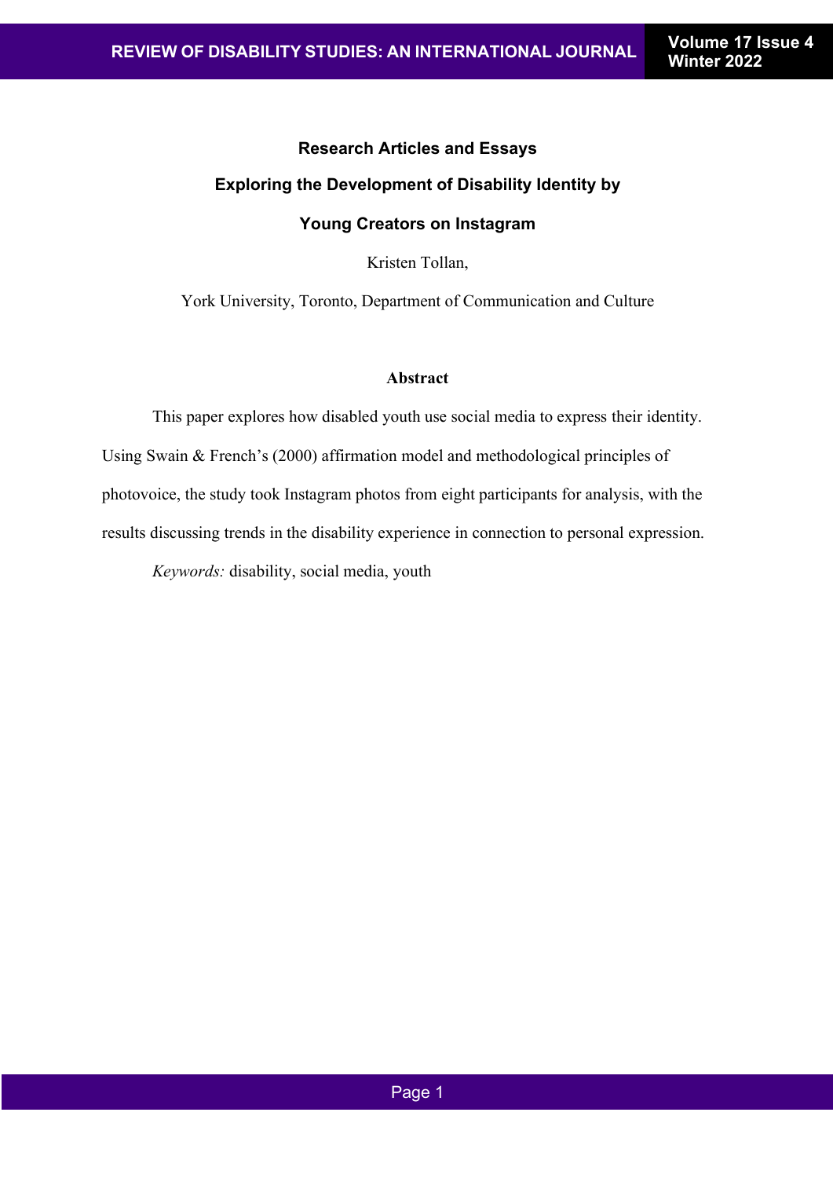## Research Articles and Essays

# Exploring the Development of Disability Identity by Young Creators on Instagram

Kristen Tollan,

York University, Toronto, Department of Communication and Culture

### Abstract

This paper explores how disabled youth use social media to express their identity. Using Swain & French's (2000) affirmation model and methodological principles of photovoice, the study took Instagram photos from eight participants for analysis, with the results discussing trends in the disability experience in connection to personal expression.

*Keywords:* disability, social media, youth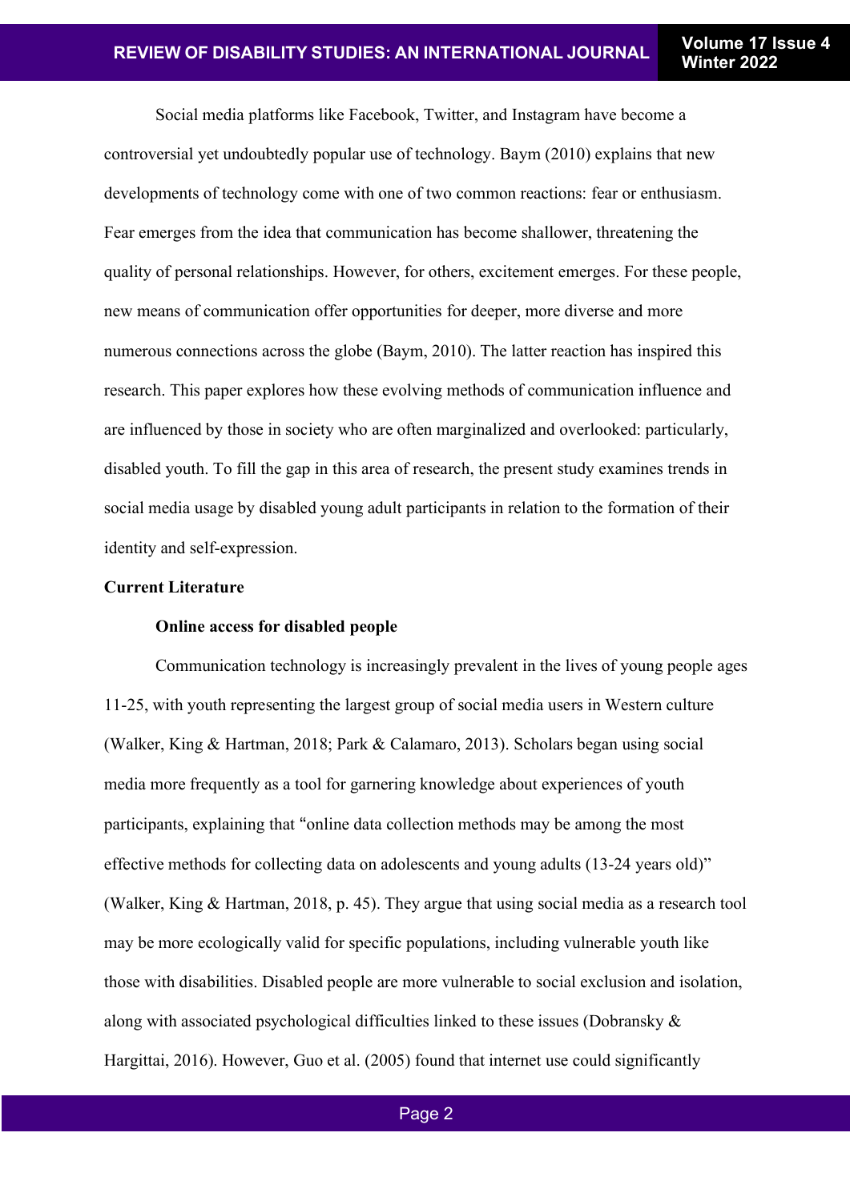Social media platforms like Facebook, Twitter, and Instagram have become a controversial yet undoubtedly popular use of technology. Baym (2010) explains that new developments of technology come with one of two common reactions: fear or enthusiasm. Fear emerges from the idea that communication has become shallower, threatening the quality of personal relationships. However, for others, excitement emerges. For these people, new means of communication offer opportunities for deeper, more diverse and more numerous connections across the globe (Baym, 2010). The latter reaction has inspired this research. This paper explores how these evolving methods of communication influence and are influenced by those in society who are often marginalized and overlooked: particularly, disabled youth. To fill the gap in this area of research, the present study examines trends in social media usage by disabled young adult participants in relation to the formation of their identity and self-expression.

## Current Literature

### Online access for disabled people

Communication technology is increasingly prevalent in the lives of young people ages 11-25, with youth representing the largest group of social media users in Western culture (Walker, King & Hartman, 2018; Park & Calamaro, 2013). Scholars began using social media more frequently as a tool for garnering knowledge about experiences of youth participants, explaining that "online data collection methods may be among the most effective methods for collecting data on adolescents and young adults (13-24 years old)" (Walker, King & Hartman, 2018, p. 45). They argue that using social media as a research tool may be more ecologically valid for specific populations, including vulnerable youth like those with disabilities. Disabled people are more vulnerable to social exclusion and isolation, along with associated psychological difficulties linked to these issues (Dobransky & Hargittai, 2016). However, Guo et al. (2005) found that internet use could significantly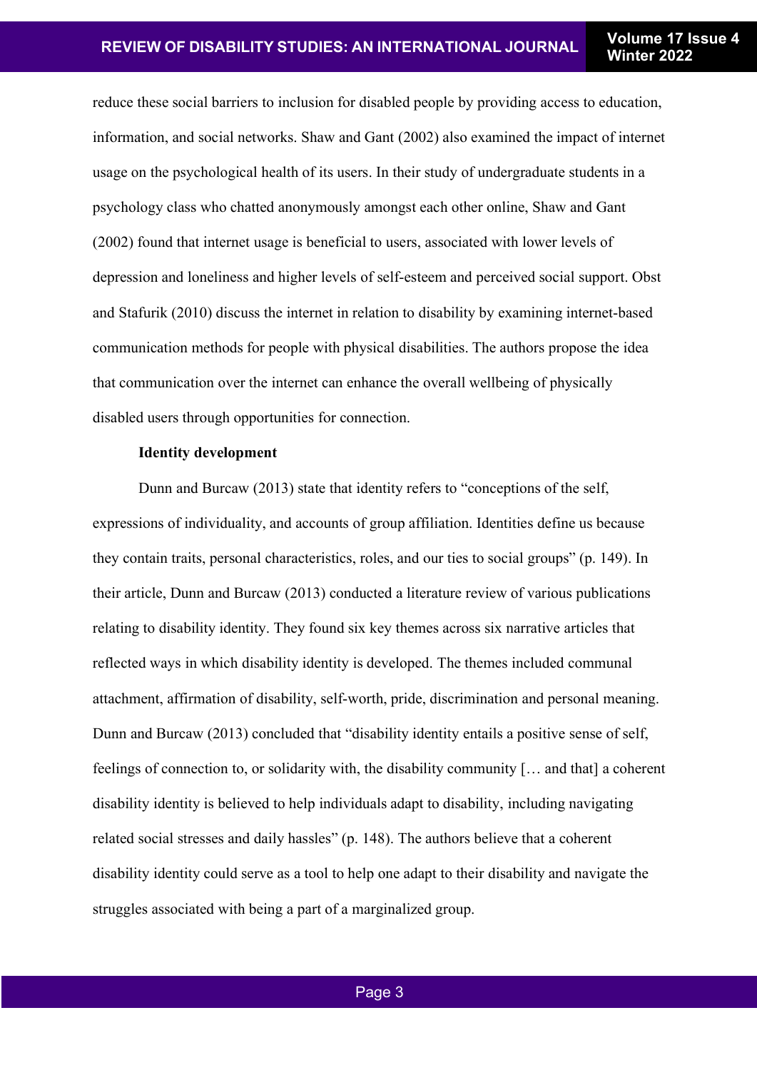reduce these social barriers to inclusion for disabled people by providing access to education, information, and social networks. Shaw and Gant (2002) also examined the impact of internet usage on the psychological health of its users. In their study of undergraduate students in a psychology class who chatted anonymously amongst each other online, Shaw and Gant (2002) found that internet usage is beneficial to users, associated with lower levels of depression and loneliness and higher levels of self-esteem and perceived social support. Obst and Stafurik (2010) discuss the internet in relation to disability by examining internet-based communication methods for people with physical disabilities. The authors propose the idea that communication over the internet can enhance the overall wellbeing of physically disabled users through opportunities for connection.

**Identity development**

Dunn and Burcaw (2013) state that identity refers to "conceptions of the self, expressions of individuality, and accounts of group affiliation. Identities define us because they contain traits, personal characteristics, roles, and our ties to social groups" (p. 149). In their article, Dunn and Burcaw (2013) conducted a literature review of various publications relating to disability identity. They found six key themes across six narrative articles that reflected ways in which disability identity is developed. The themes included communal attachment, affirmation of disability, self-worth, pride, discrimination and personal meaning. Dunn and Burcaw (2013) concluded that "disability identity entails a positive sense of self, feelings of connection to, or solidarity with, the disability community [… and that] a coherent disability identity is believed to help individuals adapt to disability, including navigating related social stresses and daily hassles" (p. 148). The authors believe that a coherent disability identity could serve as a tool to help one adapt to their disability and navigate the struggles associated with being a part of a marginalized group.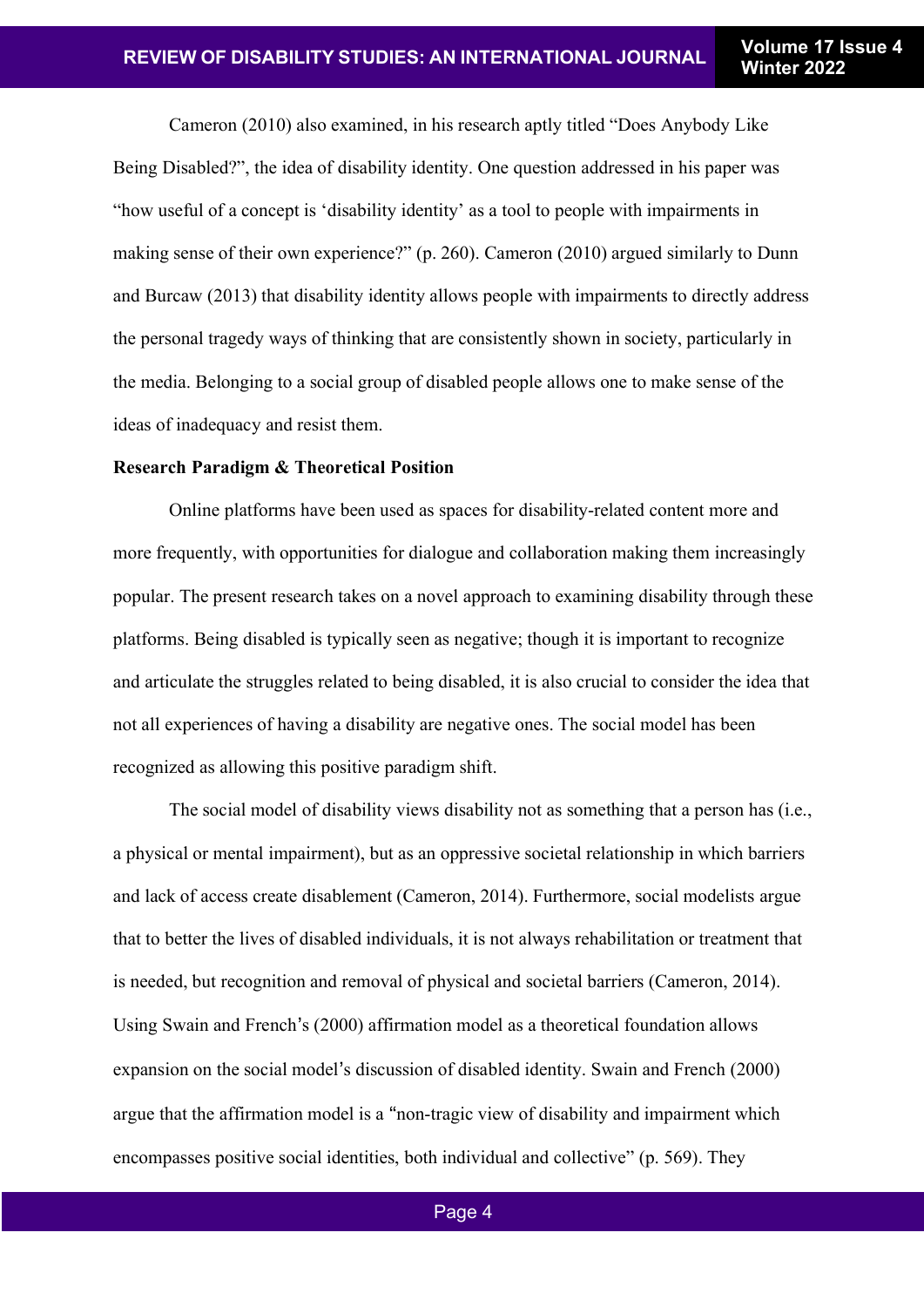Cameron (2010) also examined, in his research aptly titled "Does Anybody Like Being Disabled?", the idea of disability identity. One question addressed in his paper was "how useful of a concept is 'disability identity' as a tool to people with impairments in making sense of their own experience?" (p. 260). Cameron (2010) argued similarly to Dunn and Burcaw (2013) that disability identity allows people with impairments to directly address the personal tragedy ways of thinking that are consistently shown in society, particularly in the media. Belonging to a social group of disabled people allows one to make sense of the ideas of inadequacy and resist them.

**Research Paradigm & Theoretical Position**

Online platforms have been used as spaces for disability-related content more and more frequently, with opportunities for dialogue and collaboration making them increasingly popular. The present research takes on a novel approach to examining disability through these platforms. Being disabled is typically seen as negative; though it is important to recognize and articulate the struggles related to being disabled, it is also crucial to consider the idea that not all experiences of having a disability are negative ones. The social model has been recognized as allowing this positive paradigm shift.

The social model of disability views disability not as something that a person has (i.e., a physical or mental impairment), but as an oppressive societal relationship in which barriers and lack of access create disablement (Cameron, 2014). Furthermore, social modelists argue that to better the lives of disabled individuals, it is not always rehabilitation or treatment that is needed, but recognition and removal of physical and societal barriers (Cameron, 2014). Using Swain and French's (2000) affirmation model as a theoretical foundation allows expansion on the social model's discussion of disabled identity. Swain and French (2000) argue that the affirmation model is a "non-tragic view of disability and impairment which encompasses positive social identities, both individual and collective" (p. 569). They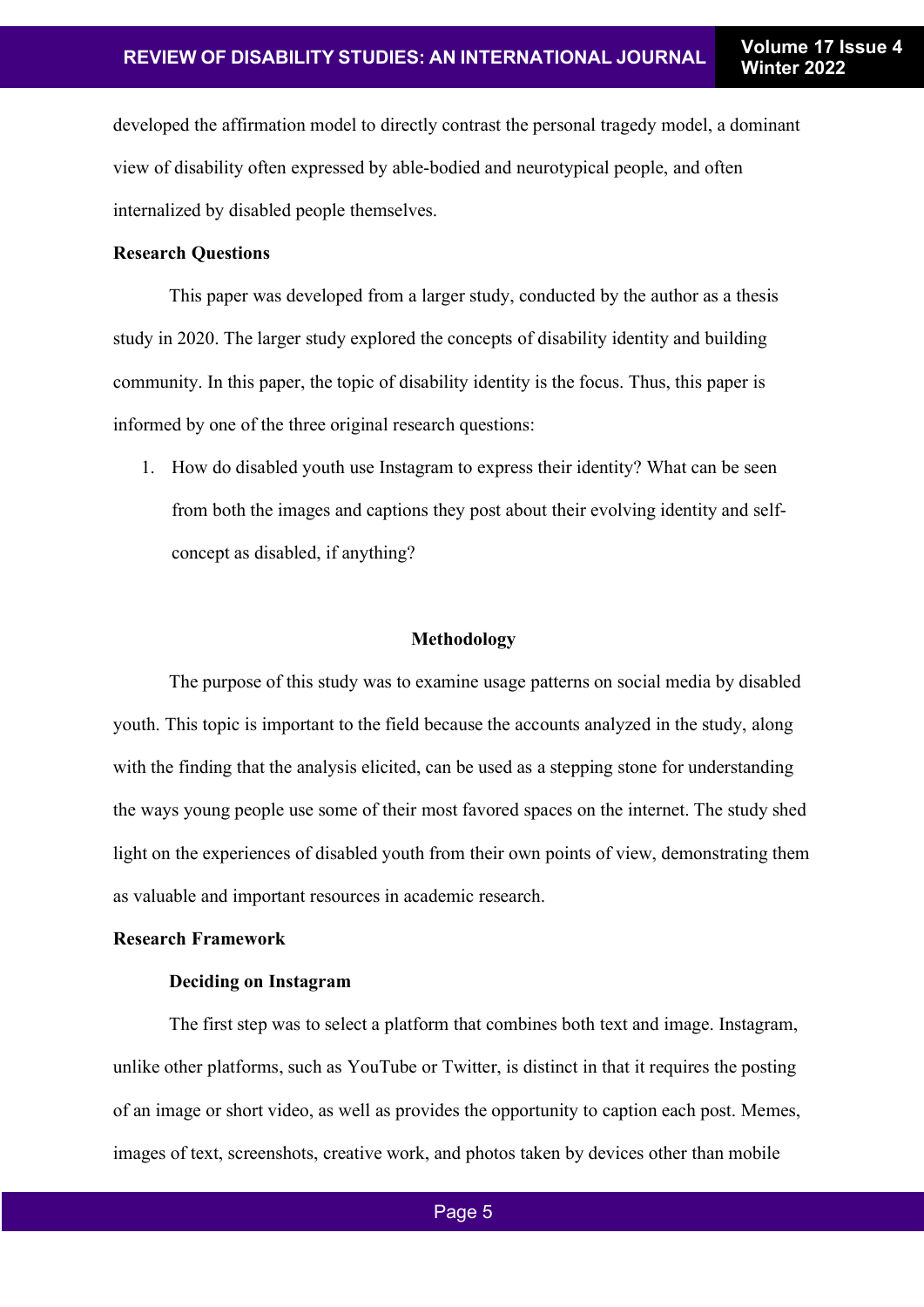developed the affirmation model to directly contrast the personal tragedy model, a dominant view of disability often expressed by able-bodied and neurotypical people, and often internalized by disabled people themselves.

### Research Questions

This paper was developed from a larger study, conducted by the author as a thesis study in 2020. The larger study explored the concepts of disability identity and building community. In this paper, the topic of disability identity is the focus. Thus, this paper is informed by one of the three original research questions:

1. How do disabled youth use Instagram to express their identity? What can be seen from both the images and captions they post about their evolving identity and self-concept as disabled, if anything?

## Methodology

The purpose of this study was to examine usage patterns on social media by disabled youth. This topic is important to the field because the accounts analyzed in the study, along with the finding that the analysis elicited, can be used as a stepping stone for understanding the ways young people use some of their most favored spaces on the internet. The study shed light on the experiences of disabled youth from their own points of view, demonstrating them as valuable and important resources in academic research.

### Research Framework

#### Deciding on Instagram

The first step was to select a platform that combines both text and image. Instagram, unlike other platforms, such as YouTube or Twitter, is distinct in that it requires the posting of an image or short video, as well as provides the opportunity to caption each post. Memes, images of text, screenshots, creative work, and photos taken by devices other than mobile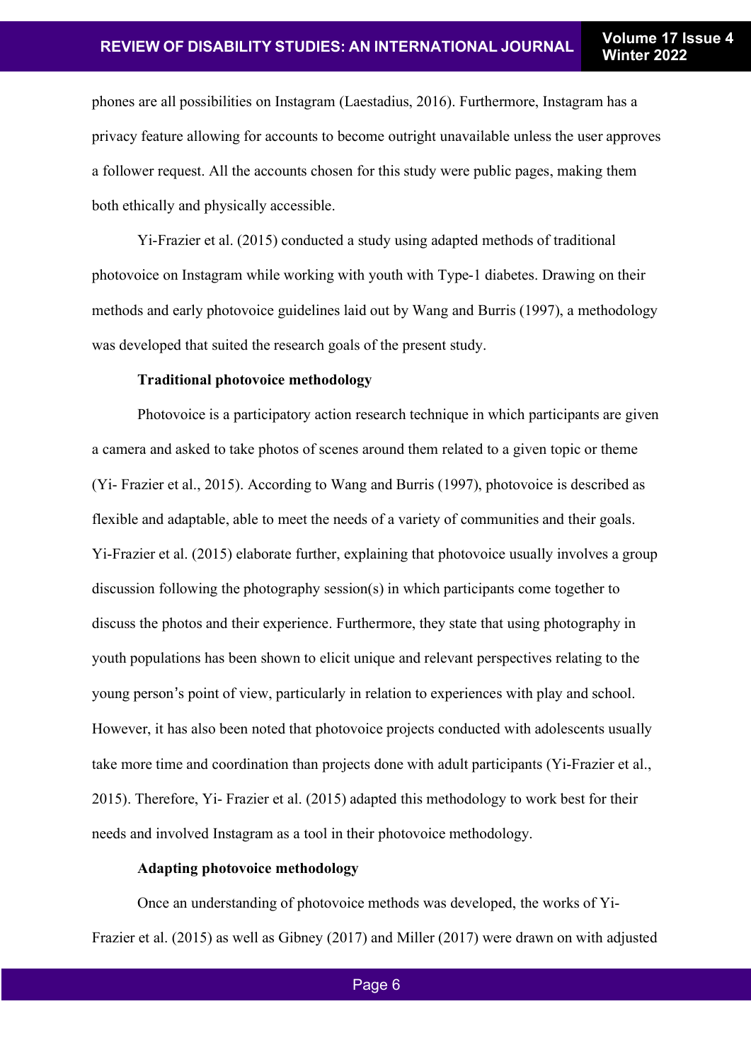phones are all possibilities on Instagram (Laestadius, 2016). Furthermore, Instagram has a privacy feature allowing for accounts to become outright unavailable unless the user approves a follower request. All the accounts chosen for this study were public pages, making them both ethically and physically accessible.

Yi-Frazier et al. (2015) conducted a study using adapted methods of traditional photovoice on Instagram while working with youth with Type-1 diabetes. Drawing on their methods and early photovoice guidelines laid out by Wang and Burris (1997), a methodology was developed that suited the research goals of the present study.

**Traditional photovoice methodology**

Photovoice is a participatory action research technique in which participants are given a camera and asked to take photos of scenes around them related to a given topic or theme (Yi- Frazier et al., 2015). According to Wang and Burris (1997), photovoice is described as flexible and adaptable, able to meet the needs of a variety of communities and their goals. Yi-Frazier et al. (2015) elaborate further, explaining that photovoice usually involves a group discussion following the photography session(s) in which participants come together to discuss the photos and their experience. Furthermore, they state that using photography in youth populations has been shown to elicit unique and relevant perspectives relating to the young person's point of view, particularly in relation to experiences with play and school. However, it has also been noted that photovoice projects conducted with adolescents usually take more time and coordination than projects done with adult participants (Yi-Frazier et al., 2015). Therefore, Yi- Frazier et al. (2015) adapted this methodology to work best for their needs and involved Instagram as a tool in their photovoice methodology.

**Adapting photovoice methodology**

Once an understanding of photovoice methods was developed, the works of Yi-Frazier et al. (2015) as well as Gibney (2017) and Miller (2017) were drawn on with adjusted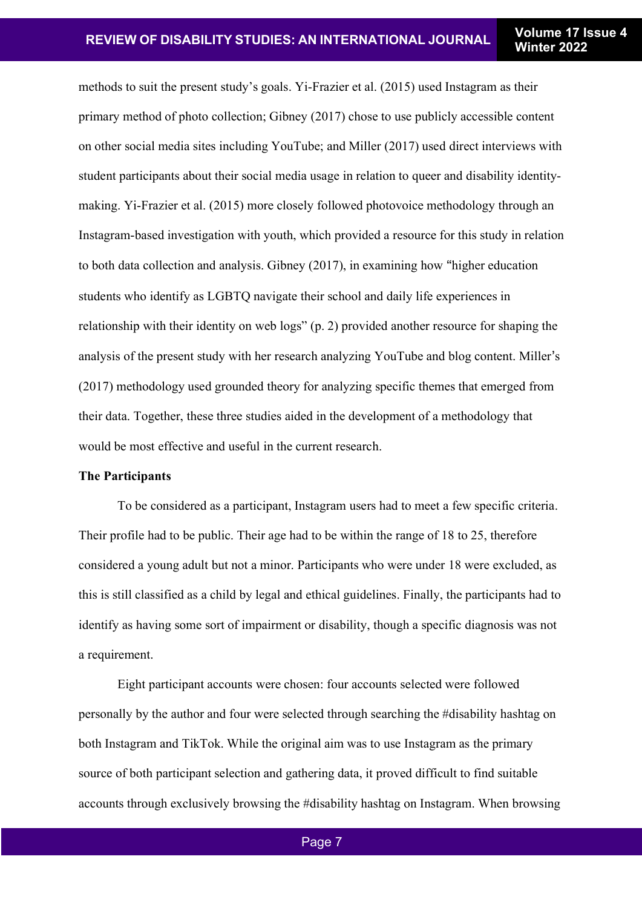methods to suit the present study's goals. Yi-Frazier et al. (2015) used Instagram as their primary method of photo collection; Gibney (2017) chose to use publicly accessible content on other social media sites including YouTube; and Miller (2017) used direct interviews with student participants about their social media usage in relation to queer and disability identity-making. Yi-Frazier et al. (2015) more closely followed photovoice methodology through an Instagram-based investigation with youth, which provided a resource for this study in relation to both data collection and analysis. Gibney (2017), in examining how "higher education students who identify as LGBTQ navigate their school and daily life experiences in relationship with their identity on web logs" (p. 2) provided another resource for shaping the analysis of the present study with her research analyzing YouTube and blog content. Miller's (2017) methodology used grounded theory for analyzing specific themes that emerged from their data. Together, these three studies aided in the development of a methodology that would be most effective and useful in the current research.

**The Participants**

To be considered as a participant, Instagram users had to meet a few specific criteria. Their profile had to be public. Their age had to be within the range of 18 to 25, therefore considered a young adult but not a minor. Participants who were under 18 were excluded, as this is still classified as a child by legal and ethical guidelines. Finally, the participants had to identify as having some sort of impairment or disability, though a specific diagnosis was not a requirement.

Eight participant accounts were chosen: four accounts selected were followed personally by the author and four were selected through searching the #disability hashtag on both Instagram and TikTok. While the original aim was to use Instagram as the primary source of both participant selection and gathering data, it proved difficult to find suitable accounts through exclusively browsing the #disability hashtag on Instagram. When browsing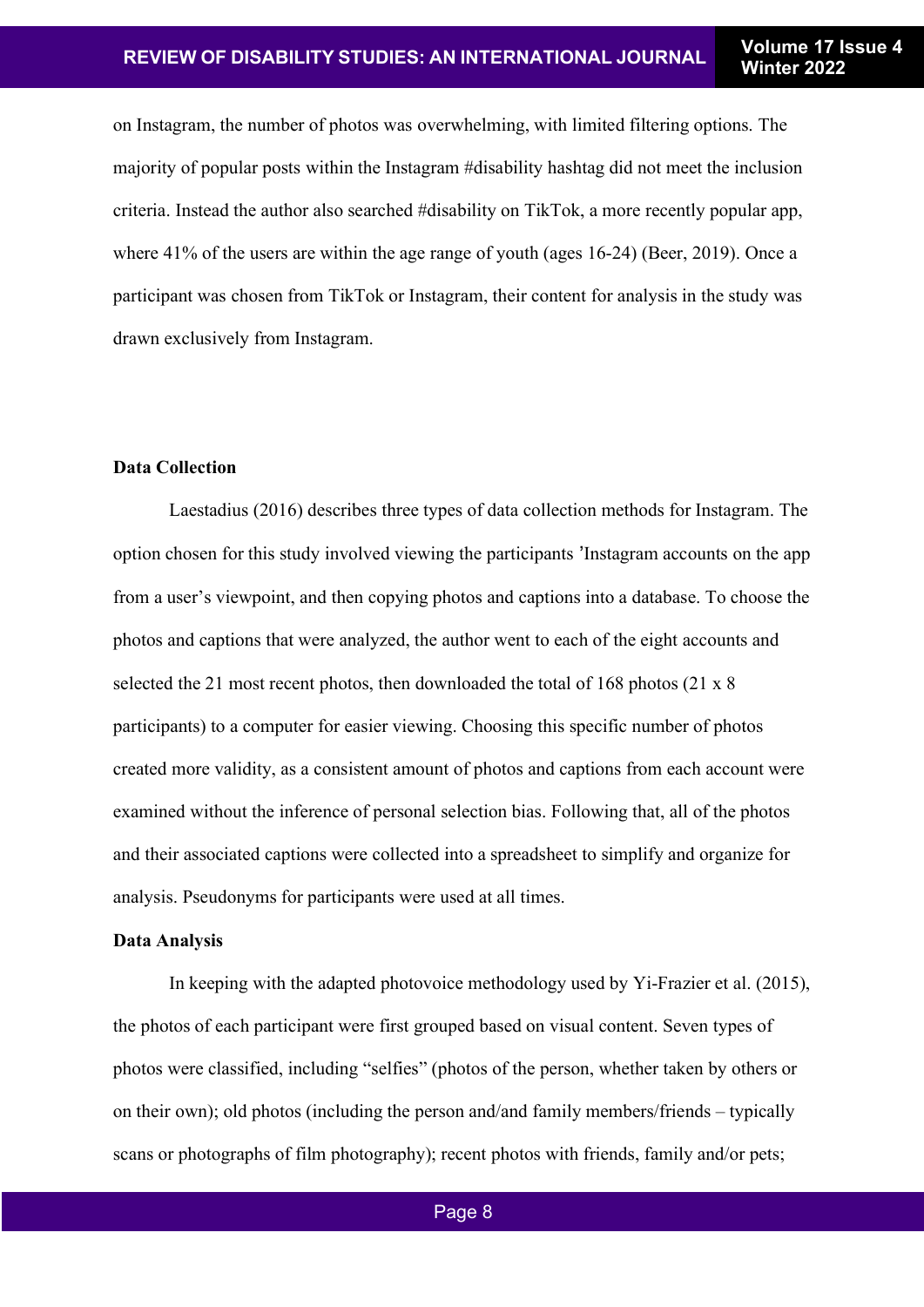on Instagram, the number of photos was overwhelming, with limited filtering options. The majority of popular posts within the Instagram #disability hashtag did not meet the inclusion criteria. Instead the author also searched #disability on TikTok, a more recently popular app, where 41% of the users are within the age range of youth (ages 16-24) (Beer, 2019). Once a participant was chosen from TikTok or Instagram, their content for analysis in the study was drawn exclusively from Instagram.

**Data Collection**

Laestadius (2016) describes three types of data collection methods for Instagram. The option chosen for this study involved viewing the participants 'Instagram accounts on the app from a user's viewpoint, and then copying photos and captions into a database. To choose the photos and captions that were analyzed, the author went to each of the eight accounts and selected the 21 most recent photos, then downloaded the total of 168 photos (21 x 8 participants) to a computer for easier viewing. Choosing this specific number of photos created more validity, as a consistent amount of photos and captions from each account were examined without the inference of personal selection bias. Following that, all of the photos and their associated captions were collected into a spreadsheet to simplify and organize for analysis. Pseudonyms for participants were used at all times.

**Data Analysis**

In keeping with the adapted photovoice methodology used by Yi-Frazier et al. (2015), the photos of each participant were first grouped based on visual content. Seven types of photos were classified, including "selfies" (photos of the person, whether taken by others or on their own); old photos (including the person and/and family members/friends – typically scans or photographs of film photography); recent photos with friends, family and/or pets;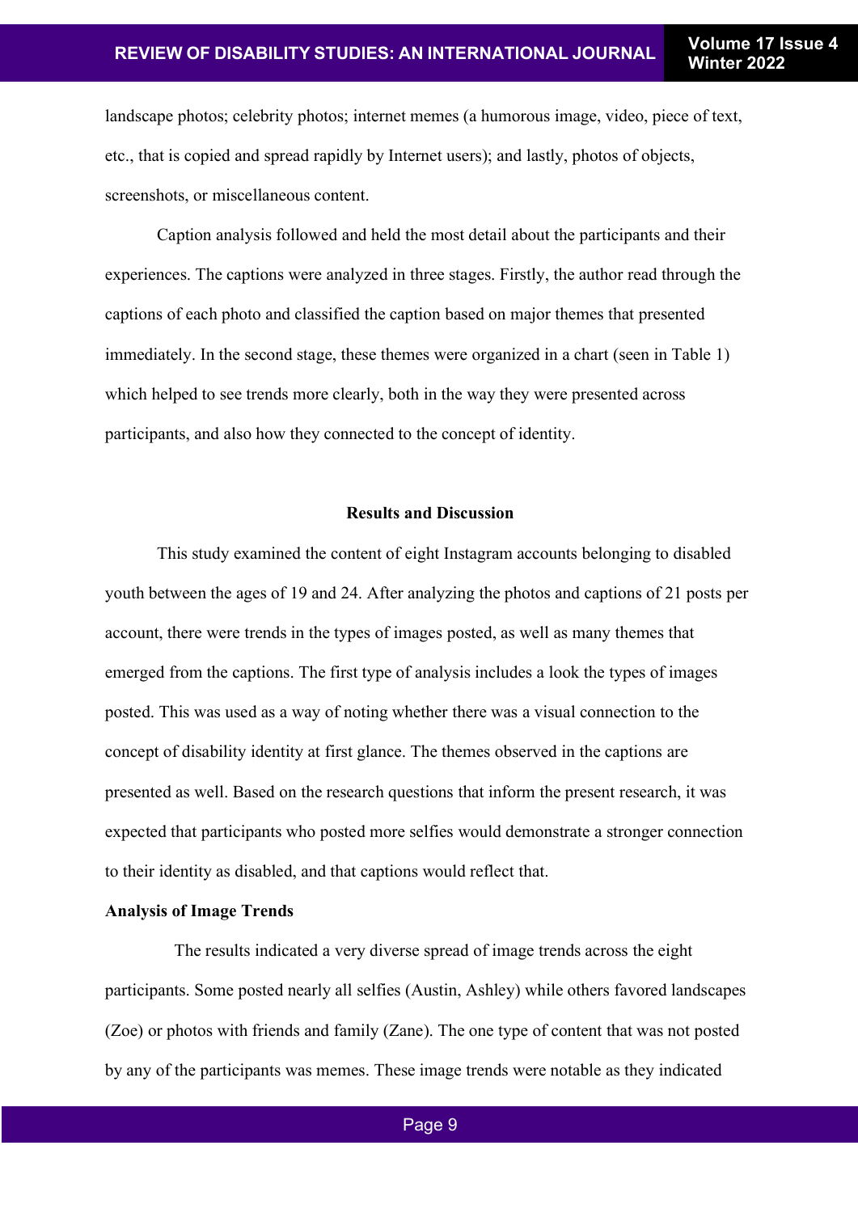landscape photos; celebrity photos; internet memes (a humorous image, video, piece of text, etc., that is copied and spread rapidly by Internet users); and lastly, photos of objects, screenshots, or miscellaneous content.

Caption analysis followed and held the most detail about the participants and their experiences. The captions were analyzed in three stages. Firstly, the author read through the captions of each photo and classified the caption based on major themes that presented immediately. In the second stage, these themes were organized in a chart (seen in Table 1) which helped to see trends more clearly, both in the way they were presented across participants, and also how they connected to the concept of identity.

## Results and Discussion

This study examined the content of eight Instagram accounts belonging to disabled youth between the ages of 19 and 24. After analyzing the photos and captions of 21 posts per account, there were trends in the types of images posted, as well as many themes that emerged from the captions. The first type of analysis includes a look the types of images posted. This was used as a way of noting whether there was a visual connection to the concept of disability identity at first glance. The themes observed in the captions are presented as well. Based on the research questions that inform the present research, it was expected that participants who posted more selfies would demonstrate a stronger connection to their identity as disabled, and that captions would reflect that.

### Analysis of Image Trends

The results indicated a very diverse spread of image trends across the eight participants. Some posted nearly all selfies (Austin, Ashley) while others favored landscapes (Zoe) or photos with friends and family (Zane). The one type of content that was not posted by any of the participants was memes. These image trends were notable as they indicated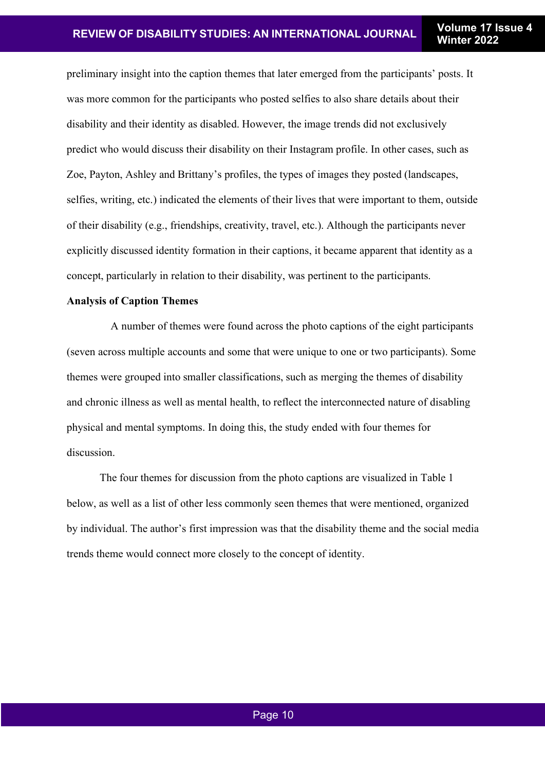preliminary insight into the caption themes that later emerged from the participants' posts. It was more common for the participants who posted selfies to also share details about their disability and their identity as disabled. However, the image trends did not exclusively predict who would discuss their disability on their Instagram profile. In other cases, such as Zoe, Payton, Ashley and Brittany's profiles, the types of images they posted (landscapes, selfies, writing, etc.) indicated the elements of their lives that were important to them, outside of their disability (e.g., friendships, creativity, travel, etc.). Although the participants never explicitly discussed identity formation in their captions, it became apparent that identity as a concept, particularly in relation to their disability, was pertinent to the participants.

**Analysis of Caption Themes**

A number of themes were found across the photo captions of the eight participants (seven across multiple accounts and some that were unique to one or two participants). Some themes were grouped into smaller classifications, such as merging the themes of disability and chronic illness as well as mental health, to reflect the interconnected nature of disabling physical and mental symptoms. In doing this, the study ended with four themes for discussion.

The four themes for discussion from the photo captions are visualized in Table 1 below, as well as a list of other less commonly seen themes that were mentioned, organized by individual. The author's first impression was that the disability theme and the social media trends theme would connect more closely to the concept of identity.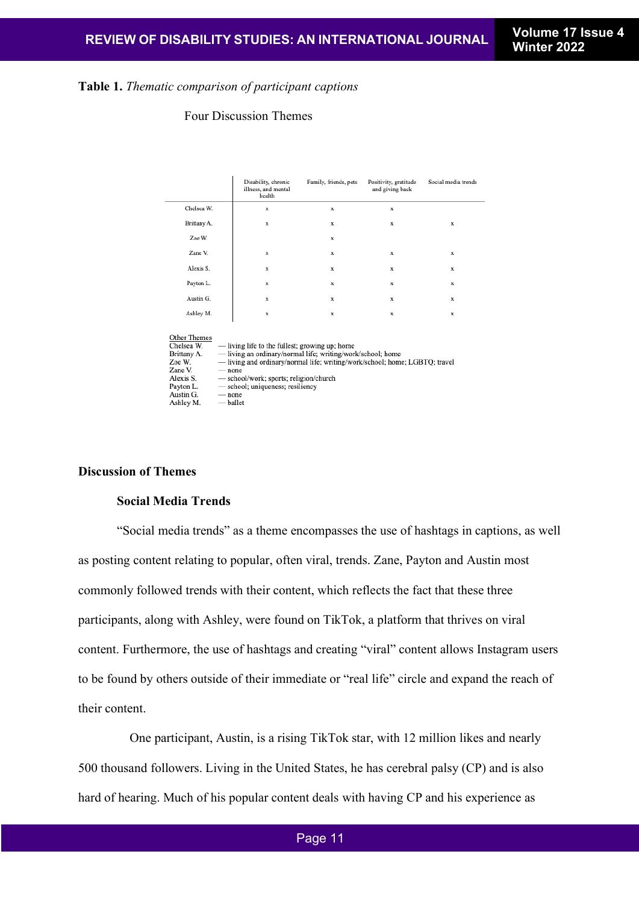**Table 1.** *Thematic comparison of participant captions*

Four Discussion Themes

| | Disability, chronic illness, and mental health | Family, friends, pets | Positivity, gratitude and giving back | Social media trends |
|---|---|---|---|---|
| Chelsea W. | x | x | x | |
| Brittany A. | x | x | x | x |
| Zoe W. | | x | | |
| Zane V. | x | x | x | x |
| Alexis S. | x | x | x | x |
| Payton L. | x | x | x | x |
| Austin G. | x | x | x | x |
| Ashley M. | x | x | x | x |

Other Themes

Chelsea W. — living life to the fullest; growing up; home
Brittany A. — living an ordinary/normal life; writing/work/school; home
Zoe W. — living and ordinary/normal life; writing/work/school; home; LGBTQ; travel
Zane V. — none
Alexis S. — school/work; sports; religion/church
Payton L. — school; uniqueness; resiliency
Austin G. — none
Ashley M. — ballet

## Discussion of Themes

### Social Media Trends

"Social media trends" as a theme encompasses the use of hashtags in captions, as well as posting content relating to popular, often viral, trends. Zane, Payton and Austin most commonly followed trends with their content, which reflects the fact that these three participants, along with Ashley, were found on TikTok, a platform that thrives on viral content. Furthermore, the use of hashtags and creating "viral" content allows Instagram users to be found by others outside of their immediate or "real life" circle and expand the reach of their content.

One participant, Austin, is a rising TikTok star, with 12 million likes and nearly 500 thousand followers. Living in the United States, he has cerebral palsy (CP) and is also hard of hearing. Much of his popular content deals with having CP and his experience as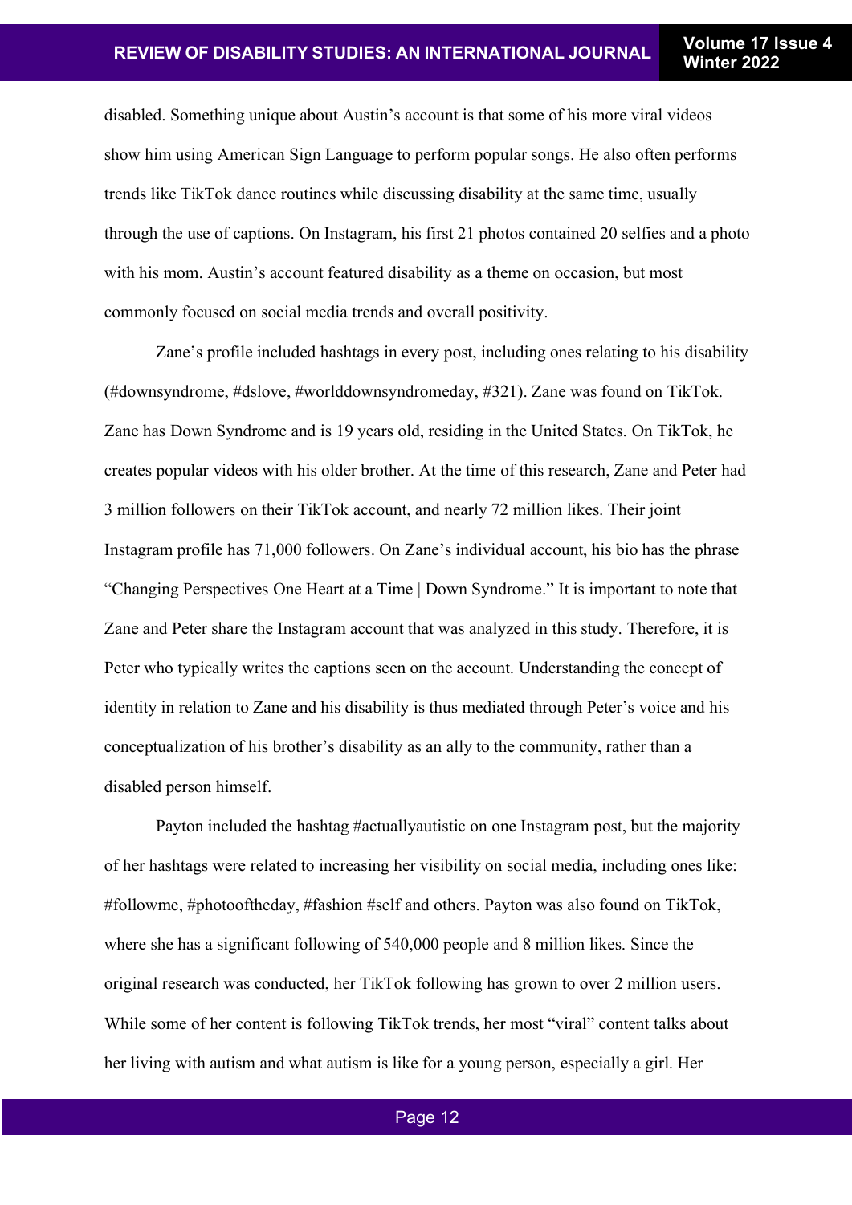disabled. Something unique about Austin's account is that some of his more viral videos show him using American Sign Language to perform popular songs. He also often performs trends like TikTok dance routines while discussing disability at the same time, usually through the use of captions. On Instagram, his first 21 photos contained 20 selfies and a photo with his mom. Austin's account featured disability as a theme on occasion, but most commonly focused on social media trends and overall positivity.

Zane's profile included hashtags in every post, including ones relating to his disability (#downsyndrome, #dslove, #worlddownsyndromeday, #321). Zane was found on TikTok. Zane has Down Syndrome and is 19 years old, residing in the United States. On TikTok, he creates popular videos with his older brother. At the time of this research, Zane and Peter had 3 million followers on their TikTok account, and nearly 72 million likes. Their joint Instagram profile has 71,000 followers. On Zane's individual account, his bio has the phrase "Changing Perspectives One Heart at a Time | Down Syndrome." It is important to note that Zane and Peter share the Instagram account that was analyzed in this study. Therefore, it is Peter who typically writes the captions seen on the account. Understanding the concept of identity in relation to Zane and his disability is thus mediated through Peter's voice and his conceptualization of his brother's disability as an ally to the community, rather than a disabled person himself.

Payton included the hashtag #actuallyautistic on one Instagram post, but the majority of her hashtags were related to increasing her visibility on social media, including ones like: #followme, #photooftheday, #fashion #self and others. Payton was also found on TikTok, where she has a significant following of 540,000 people and 8 million likes. Since the original research was conducted, her TikTok following has grown to over 2 million users. While some of her content is following TikTok trends, her most "viral" content talks about her living with autism and what autism is like for a young person, especially a girl. Her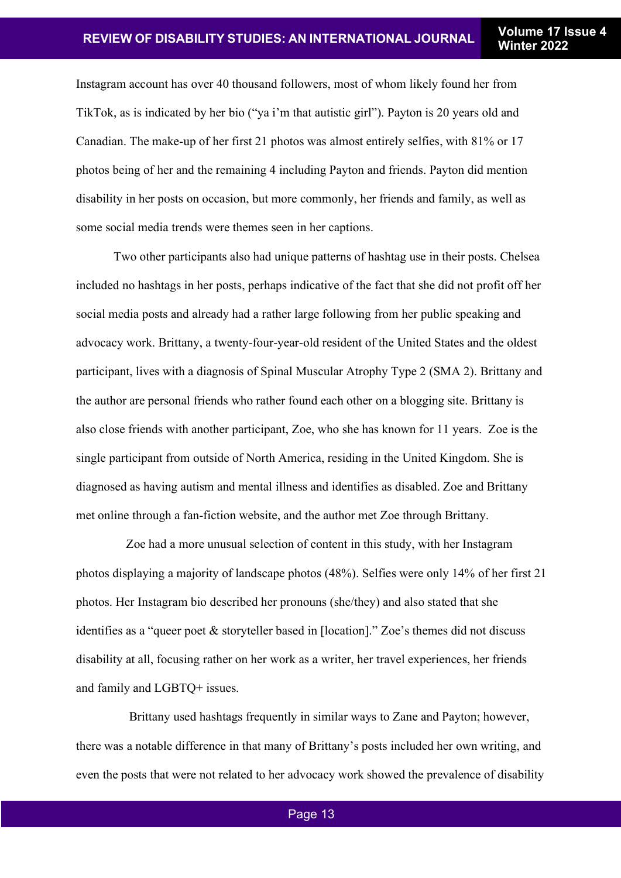Instagram account has over 40 thousand followers, most of whom likely found her from TikTok, as is indicated by her bio (“ya i’m that autistic girl”). Payton is 20 years old and Canadian. The make-up of her first 21 photos was almost entirely selfies, with 81% or 17 photos being of her and the remaining 4 including Payton and friends. Payton did mention disability in her posts on occasion, but more commonly, her friends and family, as well as some social media trends were themes seen in her captions.

Two other participants also had unique patterns of hashtag use in their posts. Chelsea included no hashtags in her posts, perhaps indicative of the fact that she did not profit off her social media posts and already had a rather large following from her public speaking and advocacy work. Brittany, a twenty-four-year-old resident of the United States and the oldest participant, lives with a diagnosis of Spinal Muscular Atrophy Type 2 (SMA 2). Brittany and the author are personal friends who rather found each other on a blogging site. Brittany is also close friends with another participant, Zoe, who she has known for 11 years. Zoe is the single participant from outside of North America, residing in the United Kingdom. She is diagnosed as having autism and mental illness and identifies as disabled. Zoe and Brittany met online through a fan-fiction website, and the author met Zoe through Brittany.

Zoe had a more unusual selection of content in this study, with her Instagram photos displaying a majority of landscape photos (48%). Selfies were only 14% of her first 21 photos. Her Instagram bio described her pronouns (she/they) and also stated that she identifies as a “queer poet & storyteller based in [location].” Zoe’s themes did not discuss disability at all, focusing rather on her work as a writer, her travel experiences, her friends and family and LGBTQ+ issues.

Brittany used hashtags frequently in similar ways to Zane and Payton; however, there was a notable difference in that many of Brittany’s posts included her own writing, and even the posts that were not related to her advocacy work showed the prevalence of disability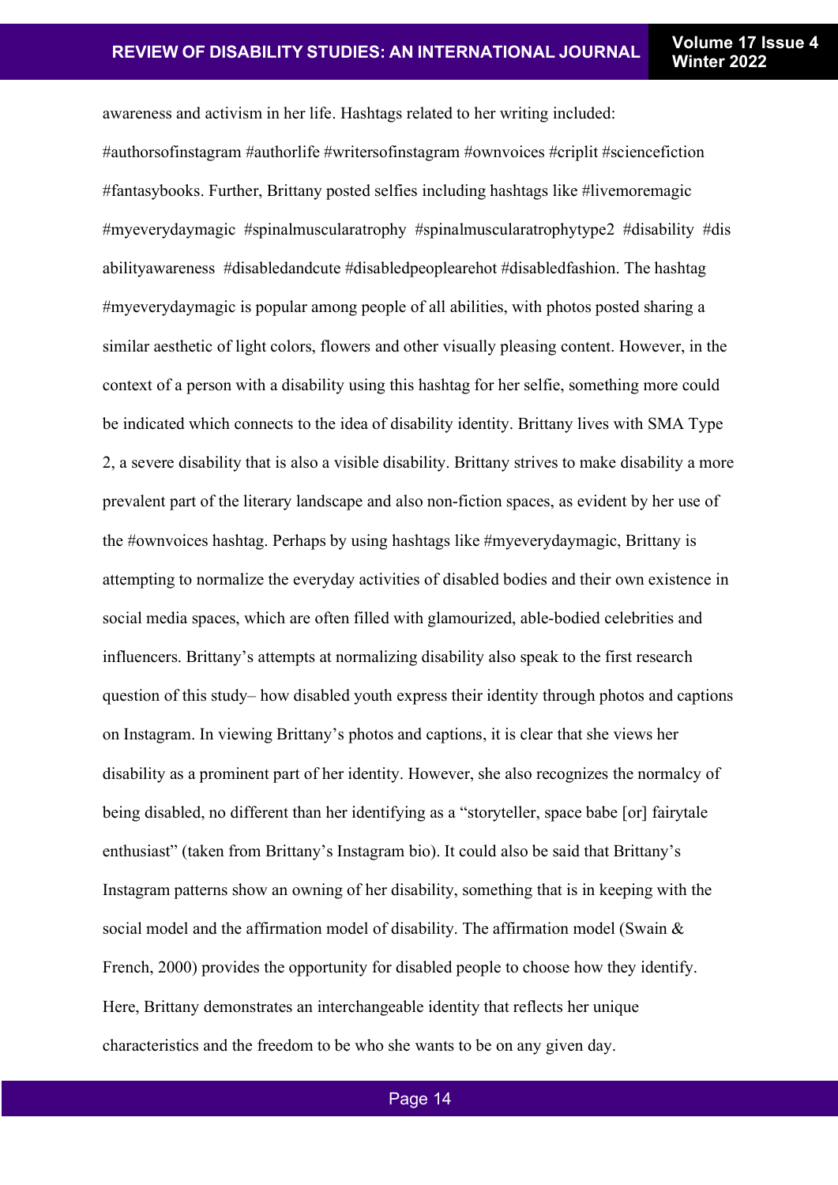awareness and activism in her life. Hashtags related to her writing included: #authorsofinstagram #authorlife #writersofinstagram #ownvoices #criplit #sciencefiction #fantasybooks. Further, Brittany posted selfies including hashtags like #livemoremagic #myeverydaymagic #spinalmuscularatrophy #spinalmuscularatrophytype2 #disability #disabilityawareness #disabledandcute #disabledpeoplearehot #disabledfashion. The hashtag #myeverydaymagic is popular among people of all abilities, with photos posted sharing a similar aesthetic of light colors, flowers and other visually pleasing content. However, in the context of a person with a disability using this hashtag for her selfie, something more could be indicated which connects to the idea of disability identity. Brittany lives with SMA Type 2, a severe disability that is also a visible disability. Brittany strives to make disability a more prevalent part of the literary landscape and also non-fiction spaces, as evident by her use of the #ownvoices hashtag. Perhaps by using hashtags like #myeverydaymagic, Brittany is attempting to normalize the everyday activities of disabled bodies and their own existence in social media spaces, which are often filled with glamourized, able-bodied celebrities and influencers. Brittany's attempts at normalizing disability also speak to the first research question of this study– how disabled youth express their identity through photos and captions on Instagram. In viewing Brittany's photos and captions, it is clear that she views her disability as a prominent part of her identity. However, she also recognizes the normalcy of being disabled, no different than her identifying as a "storyteller, space babe [or] fairytale enthusiast" (taken from Brittany's Instagram bio). It could also be said that Brittany's Instagram patterns show an owning of her disability, something that is in keeping with the social model and the affirmation model of disability. The affirmation model (Swain & French, 2000) provides the opportunity for disabled people to choose how they identify. Here, Brittany demonstrates an interchangeable identity that reflects her unique characteristics and the freedom to be who she wants to be on any given day.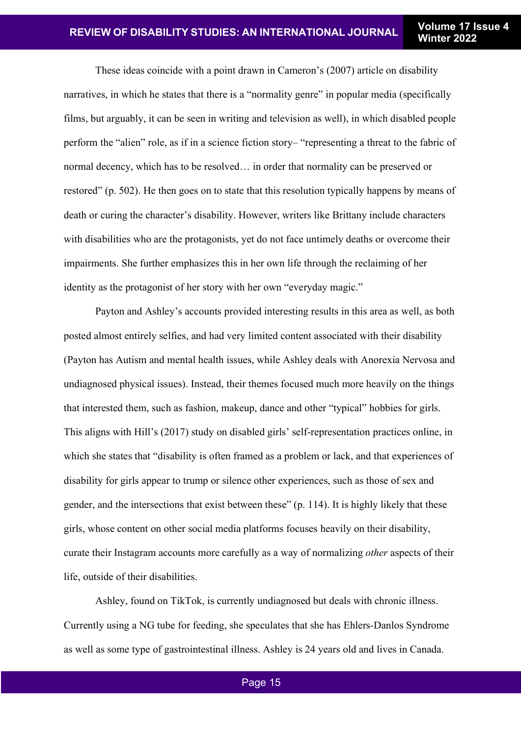These ideas coincide with a point drawn in Cameron's (2007) article on disability narratives, in which he states that there is a "normality genre" in popular media (specifically films, but arguably, it can be seen in writing and television as well), in which disabled people perform the "alien" role, as if in a science fiction story– "representing a threat to the fabric of normal decency, which has to be resolved… in order that normality can be preserved or restored" (p. 502). He then goes on to state that this resolution typically happens by means of death or curing the character's disability. However, writers like Brittany include characters with disabilities who are the protagonists, yet do not face untimely deaths or overcome their impairments. She further emphasizes this in her own life through the reclaiming of her identity as the protagonist of her story with her own "everyday magic."

Payton and Ashley's accounts provided interesting results in this area as well, as both posted almost entirely selfies, and had very limited content associated with their disability (Payton has Autism and mental health issues, while Ashley deals with Anorexia Nervosa and undiagnosed physical issues). Instead, their themes focused much more heavily on the things that interested them, such as fashion, makeup, dance and other "typical" hobbies for girls. This aligns with Hill's (2017) study on disabled girls' self-representation practices online, in which she states that "disability is often framed as a problem or lack, and that experiences of disability for girls appear to trump or silence other experiences, such as those of sex and gender, and the intersections that exist between these" (p. 114). It is highly likely that these girls, whose content on other social media platforms focuses heavily on their disability, curate their Instagram accounts more carefully as a way of normalizing *other* aspects of their life, outside of their disabilities.

Ashley, found on TikTok, is currently undiagnosed but deals with chronic illness. Currently using a NG tube for feeding, she speculates that she has Ehlers-Danlos Syndrome as well as some type of gastrointestinal illness. Ashley is 24 years old and lives in Canada.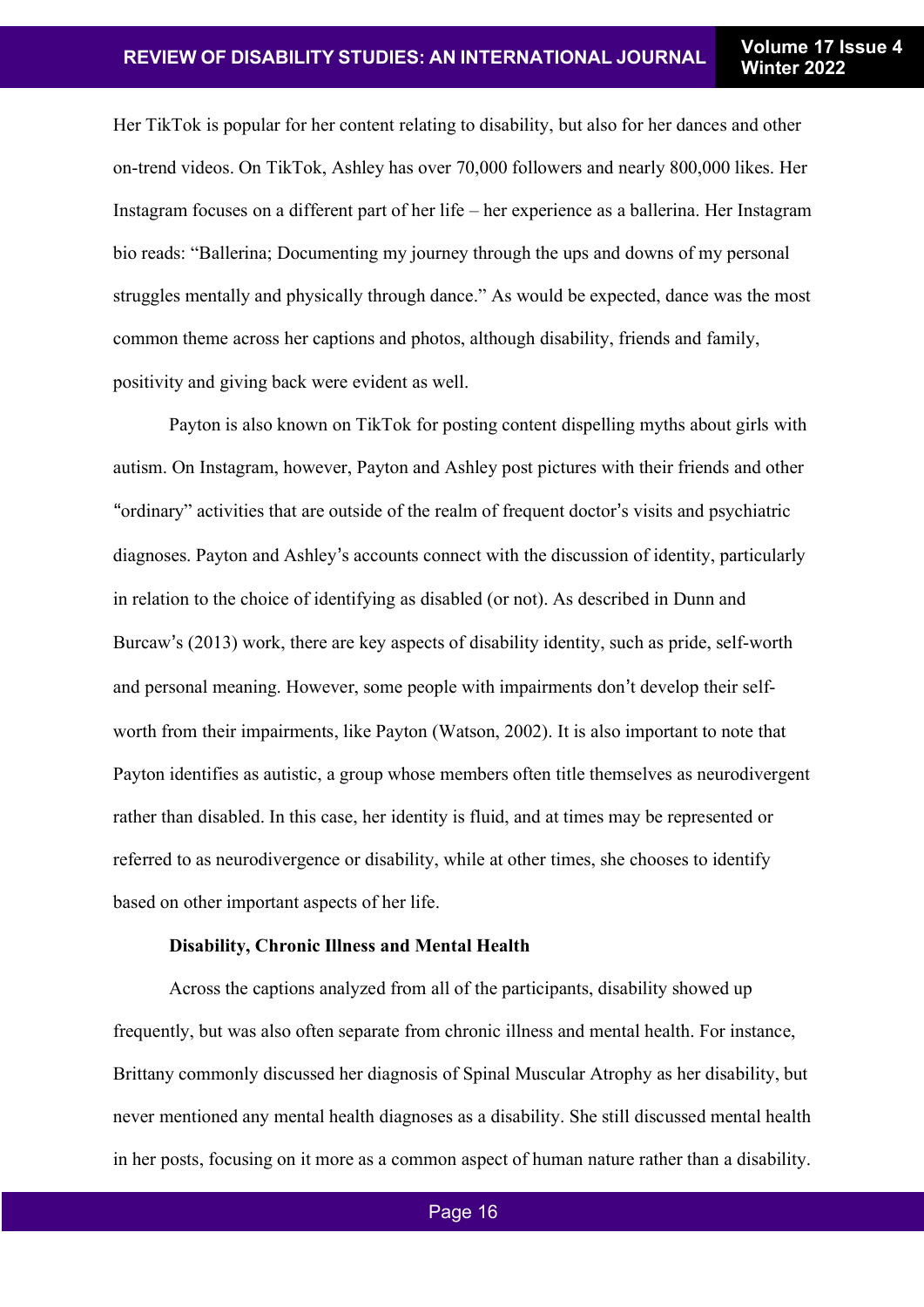Her TikTok is popular for her content relating to disability, but also for her dances and other on-trend videos. On TikTok, Ashley has over 70,000 followers and nearly 800,000 likes. Her Instagram focuses on a different part of her life – her experience as a ballerina. Her Instagram bio reads: "Ballerina; Documenting my journey through the ups and downs of my personal struggles mentally and physically through dance." As would be expected, dance was the most common theme across her captions and photos, although disability, friends and family, positivity and giving back were evident as well.

Payton is also known on TikTok for posting content dispelling myths about girls with autism. On Instagram, however, Payton and Ashley post pictures with their friends and other "ordinary" activities that are outside of the realm of frequent doctor's visits and psychiatric diagnoses. Payton and Ashley's accounts connect with the discussion of identity, particularly in relation to the choice of identifying as disabled (or not). As described in Dunn and Burcaw's (2013) work, there are key aspects of disability identity, such as pride, self-worth and personal meaning. However, some people with impairments don't develop their self-worth from their impairments, like Payton (Watson, 2002). It is also important to note that Payton identifies as autistic, a group whose members often title themselves as neurodivergent rather than disabled. In this case, her identity is fluid, and at times may be represented or referred to as neurodivergence or disability, while at other times, she chooses to identify based on other important aspects of her life.

**Disability, Chronic Illness and Mental Health**

Across the captions analyzed from all of the participants, disability showed up frequently, but was also often separate from chronic illness and mental health. For instance, Brittany commonly discussed her diagnosis of Spinal Muscular Atrophy as her disability, but never mentioned any mental health diagnoses as a disability. She still discussed mental health in her posts, focusing on it more as a common aspect of human nature rather than a disability.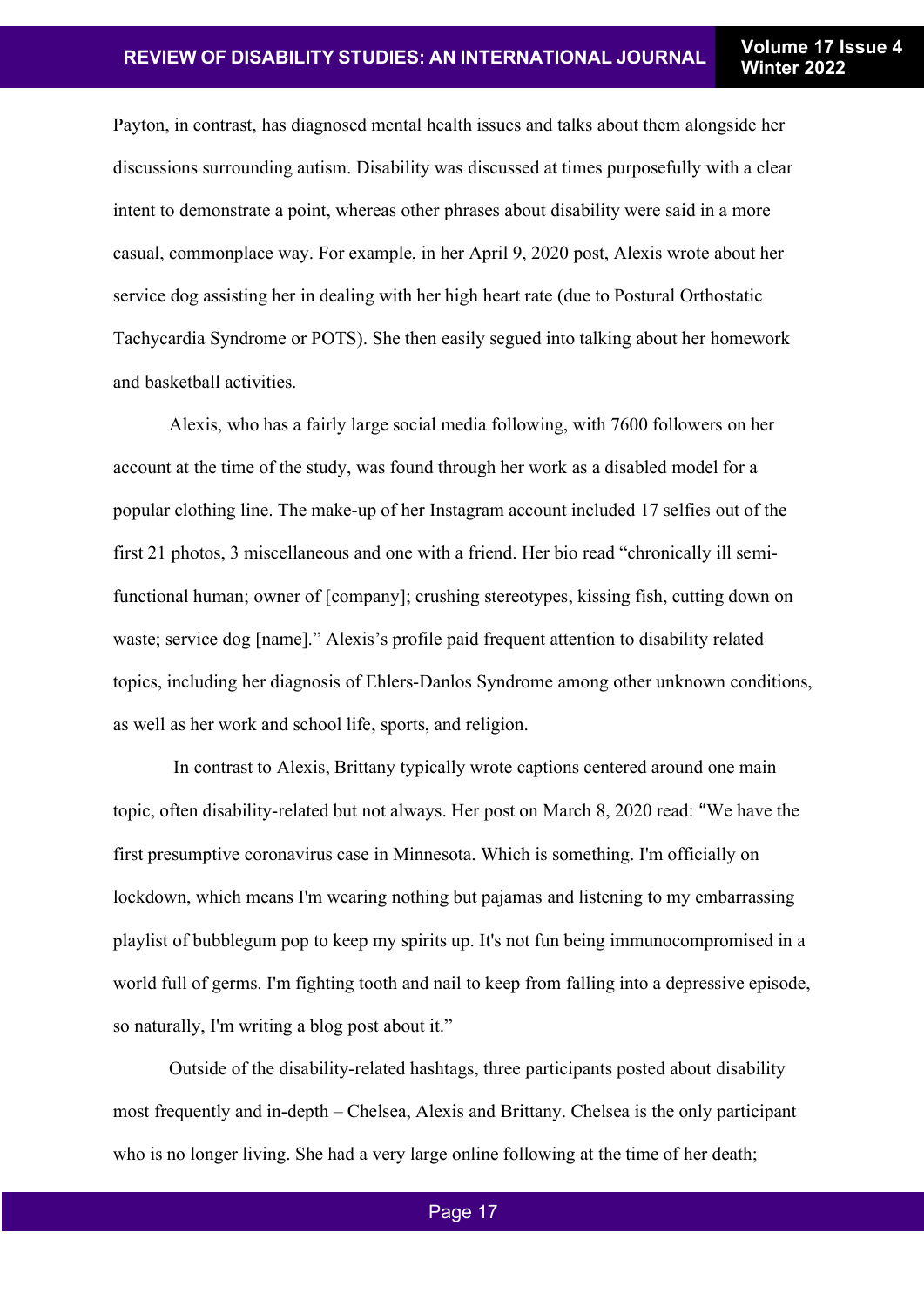Payton, in contrast, has diagnosed mental health issues and talks about them alongside her discussions surrounding autism. Disability was discussed at times purposefully with a clear intent to demonstrate a point, whereas other phrases about disability were said in a more casual, commonplace way. For example, in her April 9, 2020 post, Alexis wrote about her service dog assisting her in dealing with her high heart rate (due to Postural Orthostatic Tachycardia Syndrome or POTS). She then easily segued into talking about her homework and basketball activities.

Alexis, who has a fairly large social media following, with 7600 followers on her account at the time of the study, was found through her work as a disabled model for a popular clothing line. The make-up of her Instagram account included 17 selfies out of the first 21 photos, 3 miscellaneous and one with a friend. Her bio read "chronically ill semi-functional human; owner of [company]; crushing stereotypes, kissing fish, cutting down on waste; service dog [name]." Alexis's profile paid frequent attention to disability related topics, including her diagnosis of Ehlers-Danlos Syndrome among other unknown conditions, as well as her work and school life, sports, and religion.

In contrast to Alexis, Brittany typically wrote captions centered around one main topic, often disability-related but not always. Her post on March 8, 2020 read: "We have the first presumptive coronavirus case in Minnesota. Which is something. I'm officially on lockdown, which means I'm wearing nothing but pajamas and listening to my embarrassing playlist of bubblegum pop to keep my spirits up. It's not fun being immunocompromised in a world full of germs. I'm fighting tooth and nail to keep from falling into a depressive episode, so naturally, I'm writing a blog post about it."

Outside of the disability-related hashtags, three participants posted about disability most frequently and in-depth – Chelsea, Alexis and Brittany. Chelsea is the only participant who is no longer living. She had a very large online following at the time of her death;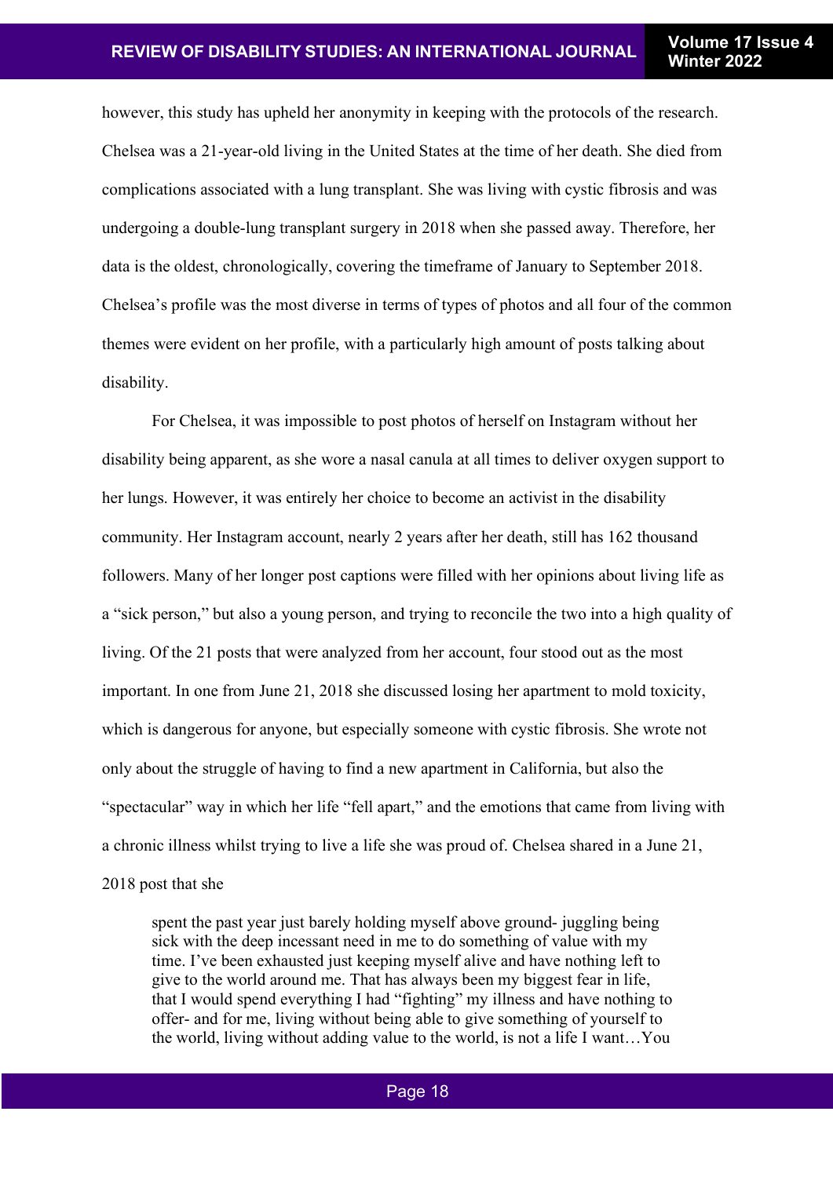however, this study has upheld her anonymity in keeping with the protocols of the research. Chelsea was a 21-year-old living in the United States at the time of her death. She died from complications associated with a lung transplant. She was living with cystic fibrosis and was undergoing a double-lung transplant surgery in 2018 when she passed away. Therefore, her data is the oldest, chronologically, covering the timeframe of January to September 2018. Chelsea's profile was the most diverse in terms of types of photos and all four of the common themes were evident on her profile, with a particularly high amount of posts talking about disability.

For Chelsea, it was impossible to post photos of herself on Instagram without her disability being apparent, as she wore a nasal canula at all times to deliver oxygen support to her lungs. However, it was entirely her choice to become an activist in the disability community. Her Instagram account, nearly 2 years after her death, still has 162 thousand followers. Many of her longer post captions were filled with her opinions about living life as a "sick person," but also a young person, and trying to reconcile the two into a high quality of living. Of the 21 posts that were analyzed from her account, four stood out as the most important. In one from June 21, 2018 she discussed losing her apartment to mold toxicity, which is dangerous for anyone, but especially someone with cystic fibrosis. She wrote not only about the struggle of having to find a new apartment in California, but also the "spectacular" way in which her life "fell apart," and the emotions that came from living with a chronic illness whilst trying to live a life she was proud of. Chelsea shared in a June 21, 2018 post that she

> spent the past year just barely holding myself above ground- juggling being sick with the deep incessant need in me to do something of value with my time. I've been exhausted just keeping myself alive and have nothing left to give to the world around me. That has always been my biggest fear in life, that I would spend everything I had "fighting" my illness and have nothing to offer- and for me, living without being able to give something of yourself to the world, living without adding value to the world, is not a life I want…You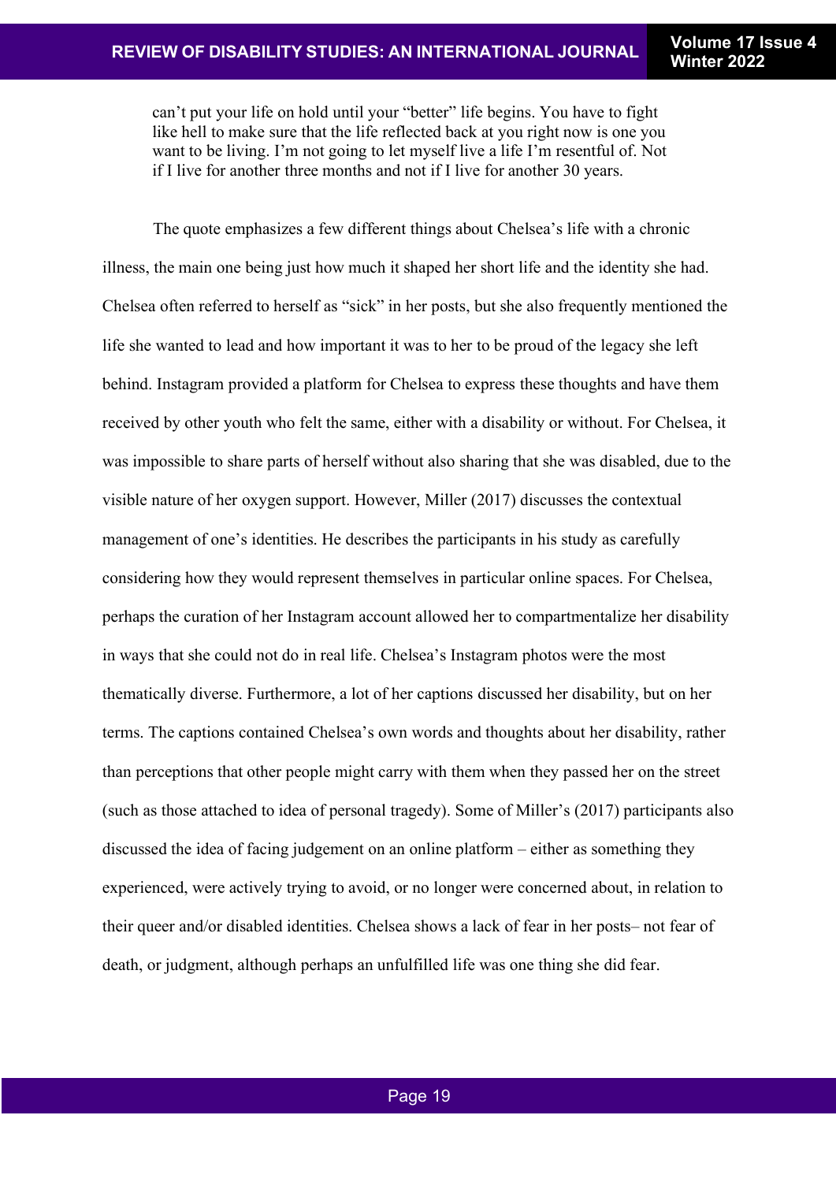> can't put your life on hold until your "better" life begins. You have to fight like hell to make sure that the life reflected back at you right now is one you want to be living. I'm not going to let myself live a life I'm resentful of. Not if I live for another three months and not if I live for another 30 years.

The quote emphasizes a few different things about Chelsea's life with a chronic illness, the main one being just how much it shaped her short life and the identity she had. Chelsea often referred to herself as "sick" in her posts, but she also frequently mentioned the life she wanted to lead and how important it was to her to be proud of the legacy she left behind. Instagram provided a platform for Chelsea to express these thoughts and have them received by other youth who felt the same, either with a disability or without. For Chelsea, it was impossible to share parts of herself without also sharing that she was disabled, due to the visible nature of her oxygen support. However, Miller (2017) discusses the contextual management of one's identities. He describes the participants in his study as carefully considering how they would represent themselves in particular online spaces. For Chelsea, perhaps the curation of her Instagram account allowed her to compartmentalize her disability in ways that she could not do in real life. Chelsea's Instagram photos were the most thematically diverse. Furthermore, a lot of her captions discussed her disability, but on her terms. The captions contained Chelsea's own words and thoughts about her disability, rather than perceptions that other people might carry with them when they passed her on the street (such as those attached to idea of personal tragedy). Some of Miller's (2017) participants also discussed the idea of facing judgement on an online platform – either as something they experienced, were actively trying to avoid, or no longer were concerned about, in relation to their queer and/or disabled identities. Chelsea shows a lack of fear in her posts– not fear of death, or judgment, although perhaps an unfulfilled life was one thing she did fear.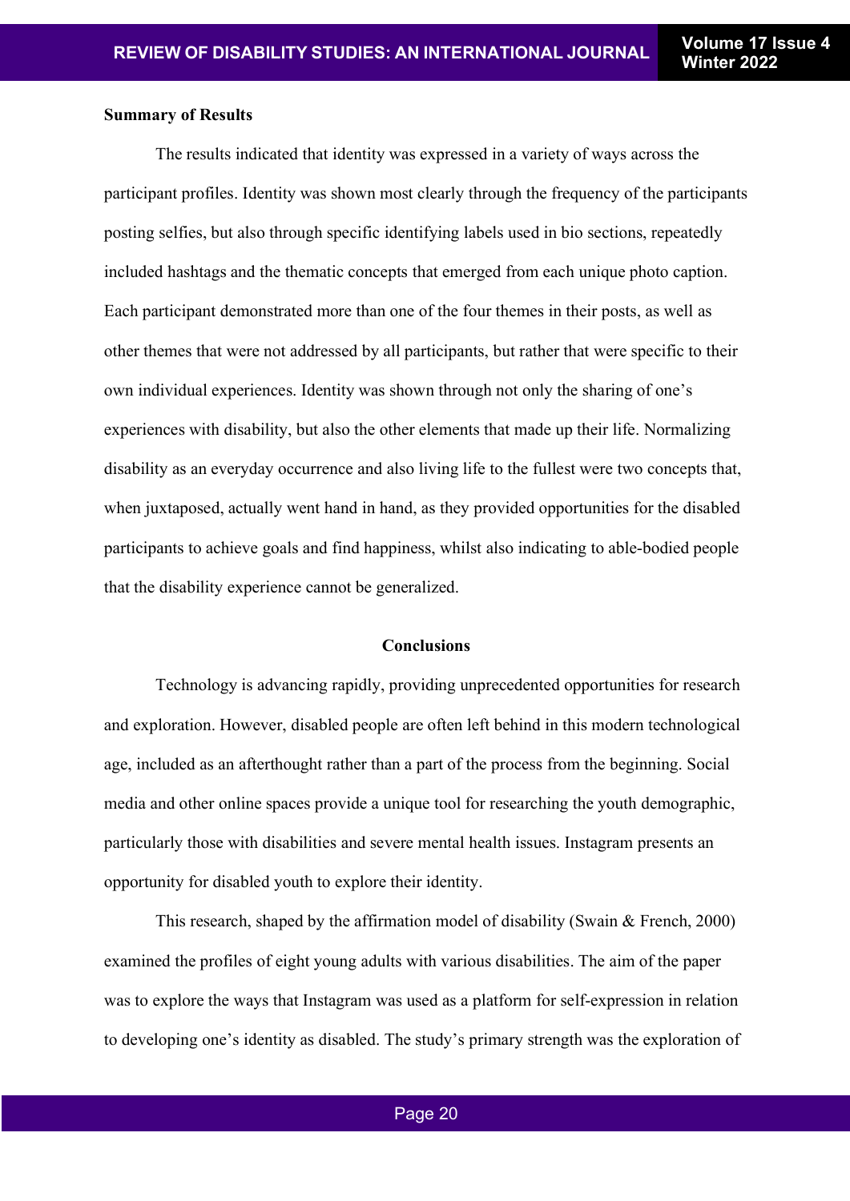**Summary of Results**

The results indicated that identity was expressed in a variety of ways across the participant profiles. Identity was shown most clearly through the frequency of the participants posting selfies, but also through specific identifying labels used in bio sections, repeatedly included hashtags and the thematic concepts that emerged from each unique photo caption. Each participant demonstrated more than one of the four themes in their posts, as well as other themes that were not addressed by all participants, but rather that were specific to their own individual experiences. Identity was shown through not only the sharing of one's experiences with disability, but also the other elements that made up their life. Normalizing disability as an everyday occurrence and also living life to the fullest were two concepts that, when juxtaposed, actually went hand in hand, as they provided opportunities for the disabled participants to achieve goals and find happiness, whilst also indicating to able-bodied people that the disability experience cannot be generalized.

## Conclusions

Technology is advancing rapidly, providing unprecedented opportunities for research and exploration. However, disabled people are often left behind in this modern technological age, included as an afterthought rather than a part of the process from the beginning. Social media and other online spaces provide a unique tool for researching the youth demographic, particularly those with disabilities and severe mental health issues. Instagram presents an opportunity for disabled youth to explore their identity.

This research, shaped by the affirmation model of disability (Swain & French, 2000) examined the profiles of eight young adults with various disabilities. The aim of the paper was to explore the ways that Instagram was used as a platform for self-expression in relation to developing one's identity as disabled. The study's primary strength was the exploration of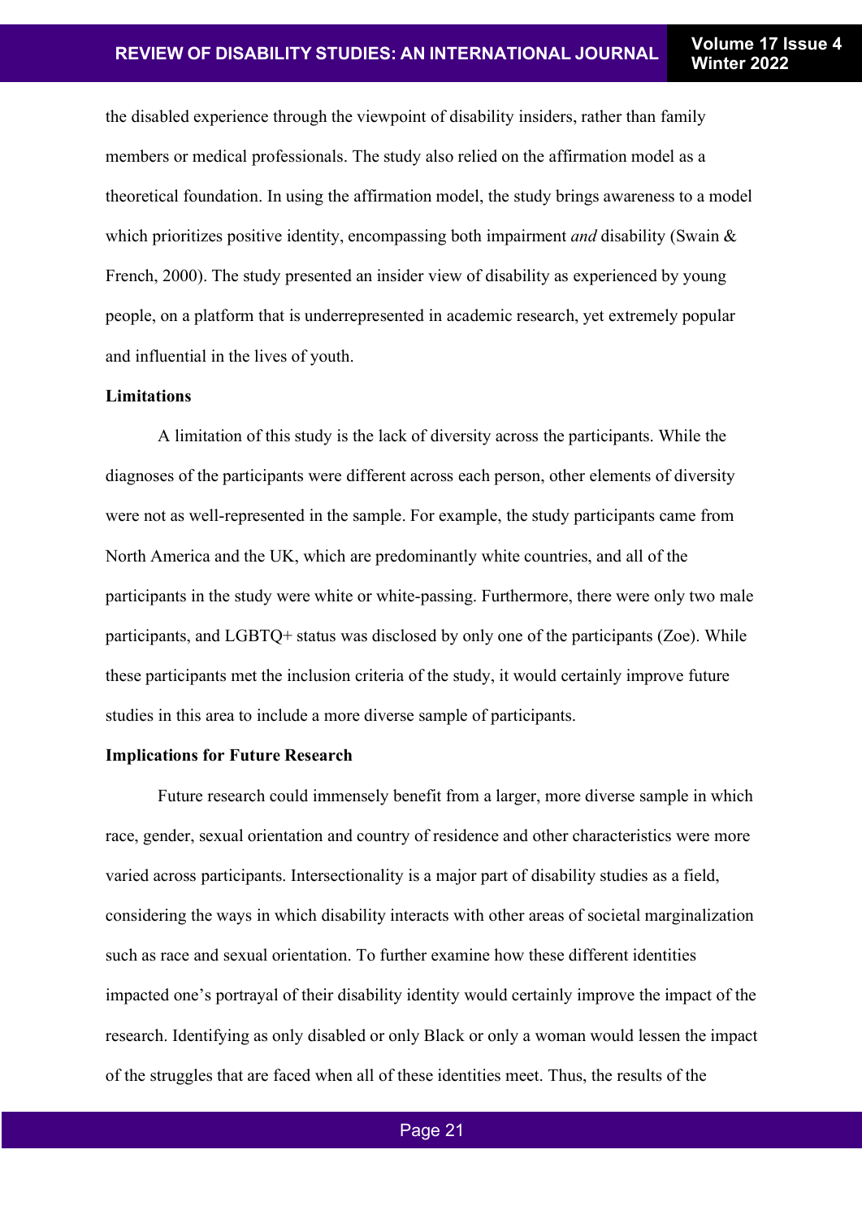the disabled experience through the viewpoint of disability insiders, rather than family members or medical professionals. The study also relied on the affirmation model as a theoretical foundation. In using the affirmation model, the study brings awareness to a model which prioritizes positive identity, encompassing both impairment *and* disability (Swain & French, 2000). The study presented an insider view of disability as experienced by young people, on a platform that is underrepresented in academic research, yet extremely popular and influential in the lives of youth.

**Limitations**

A limitation of this study is the lack of diversity across the participants. While the diagnoses of the participants were different across each person, other elements of diversity were not as well-represented in the sample. For example, the study participants came from North America and the UK, which are predominantly white countries, and all of the participants in the study were white or white-passing. Furthermore, there were only two male participants, and LGBTQ+ status was disclosed by only one of the participants (Zoe). While these participants met the inclusion criteria of the study, it would certainly improve future studies in this area to include a more diverse sample of participants.

**Implications for Future Research**

Future research could immensely benefit from a larger, more diverse sample in which race, gender, sexual orientation and country of residence and other characteristics were more varied across participants. Intersectionality is a major part of disability studies as a field, considering the ways in which disability interacts with other areas of societal marginalization such as race and sexual orientation. To further examine how these different identities impacted one's portrayal of their disability identity would certainly improve the impact of the research. Identifying as only disabled or only Black or only a woman would lessen the impact of the struggles that are faced when all of these identities meet. Thus, the results of the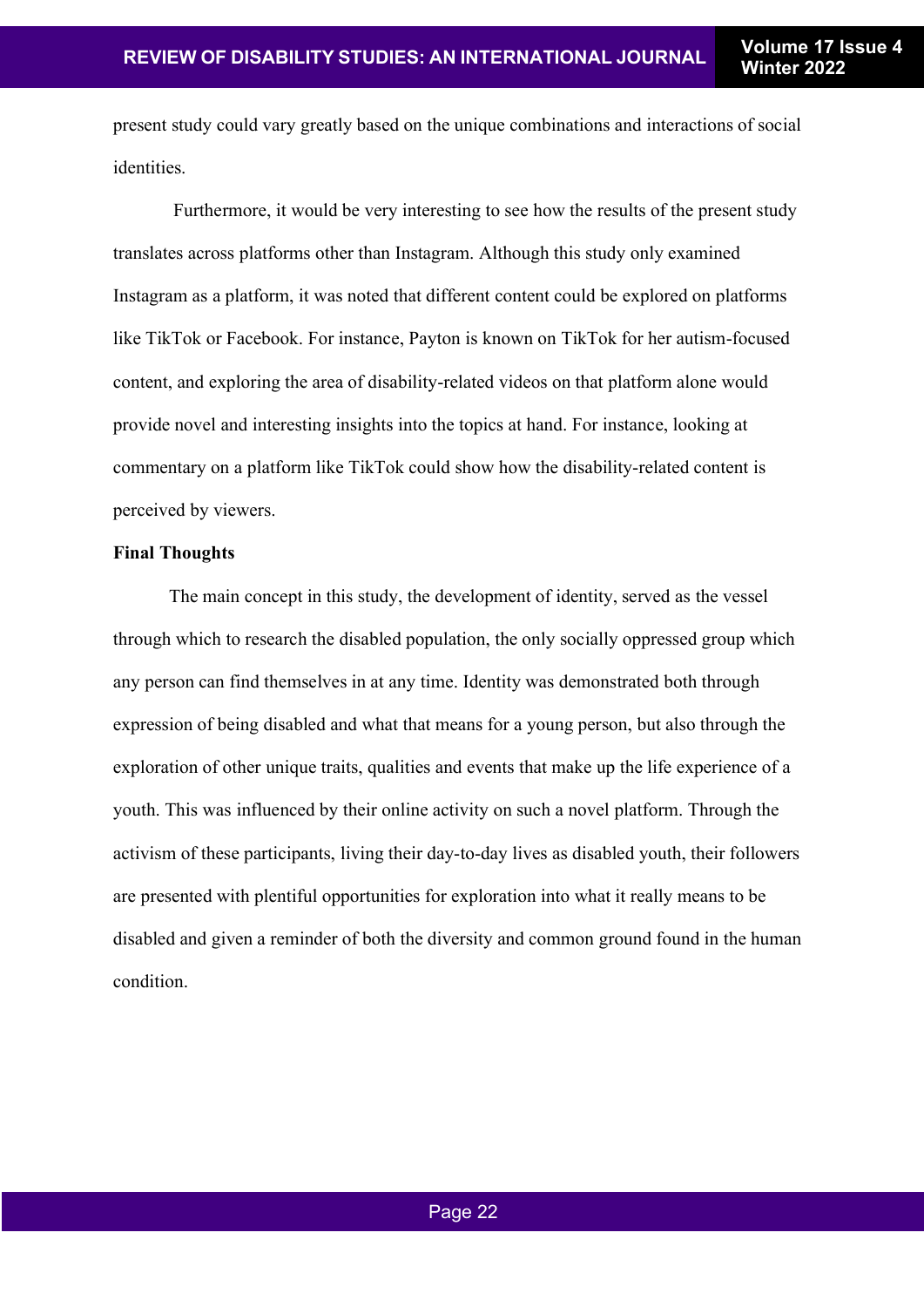present study could vary greatly based on the unique combinations and interactions of social identities.

Furthermore, it would be very interesting to see how the results of the present study translates across platforms other than Instagram. Although this study only examined Instagram as a platform, it was noted that different content could be explored on platforms like TikTok or Facebook. For instance, Payton is known on TikTok for her autism-focused content, and exploring the area of disability-related videos on that platform alone would provide novel and interesting insights into the topics at hand. For instance, looking at commentary on a platform like TikTok could show how the disability-related content is perceived by viewers.

**Final Thoughts**

The main concept in this study, the development of identity, served as the vessel through which to research the disabled population, the only socially oppressed group which any person can find themselves in at any time. Identity was demonstrated both through expression of being disabled and what that means for a young person, but also through the exploration of other unique traits, qualities and events that make up the life experience of a youth. This was influenced by their online activity on such a novel platform. Through the activism of these participants, living their day-to-day lives as disabled youth, their followers are presented with plentiful opportunities for exploration into what it really means to be disabled and given a reminder of both the diversity and common ground found in the human condition.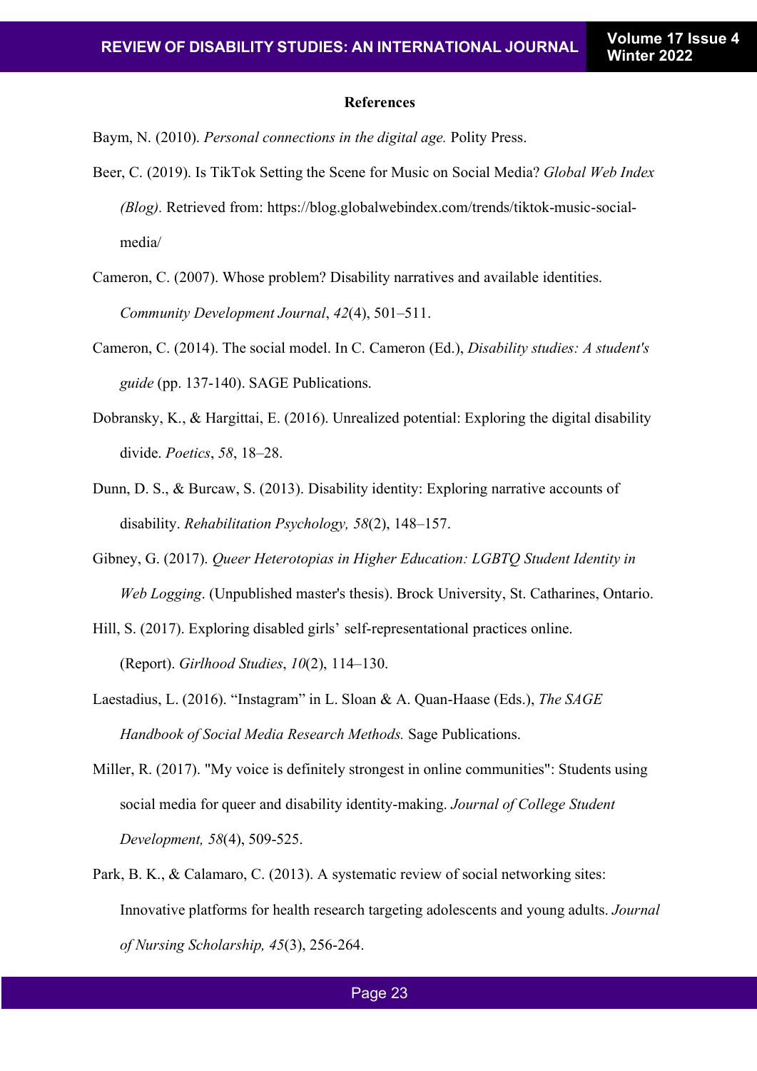## References

Baym, N. (2010). *Personal connections in the digital age.* Polity Press.

Beer, C. (2019). Is TikTok Setting the Scene for Music on Social Media? *Global Web Index (Blog).* Retrieved from: https://blog.globalwebindex.com/trends/tiktok-music-social-media/

Cameron, C. (2007). Whose problem? Disability narratives and available identities. *Community Development Journal*, *42*(4), 501–511.

Cameron, C. (2014). The social model. In C. Cameron (Ed.), *Disability studies: A student's guide* (pp. 137-140). SAGE Publications.

Dobransky, K., & Hargittai, E. (2016). Unrealized potential: Exploring the digital disability divide. *Poetics*, *58*, 18–28.

Dunn, D. S., & Burcaw, S. (2013). Disability identity: Exploring narrative accounts of disability. *Rehabilitation Psychology, 58*(2), 148–157.

Gibney, G. (2017). *Queer Heterotopias in Higher Education: LGBTQ Student Identity in Web Logging*. (Unpublished master's thesis). Brock University, St. Catharines, Ontario.

Hill, S. (2017). Exploring disabled girls' self-representational practices online. (Report). *Girlhood Studies*, *10*(2), 114–130.

Laestadius, L. (2016). "Instagram" in L. Sloan & A. Quan-Haase (Eds.), *The SAGE Handbook of Social Media Research Methods.* Sage Publications.

Miller, R. (2017). "My voice is definitely strongest in online communities": Students using social media for queer and disability identity-making. *Journal of College Student Development, 58*(4), 509-525.

Park, B. K., & Calamaro, C. (2013). A systematic review of social networking sites: Innovative platforms for health research targeting adolescents and young adults. *Journal of Nursing Scholarship, 45*(3), 256-264.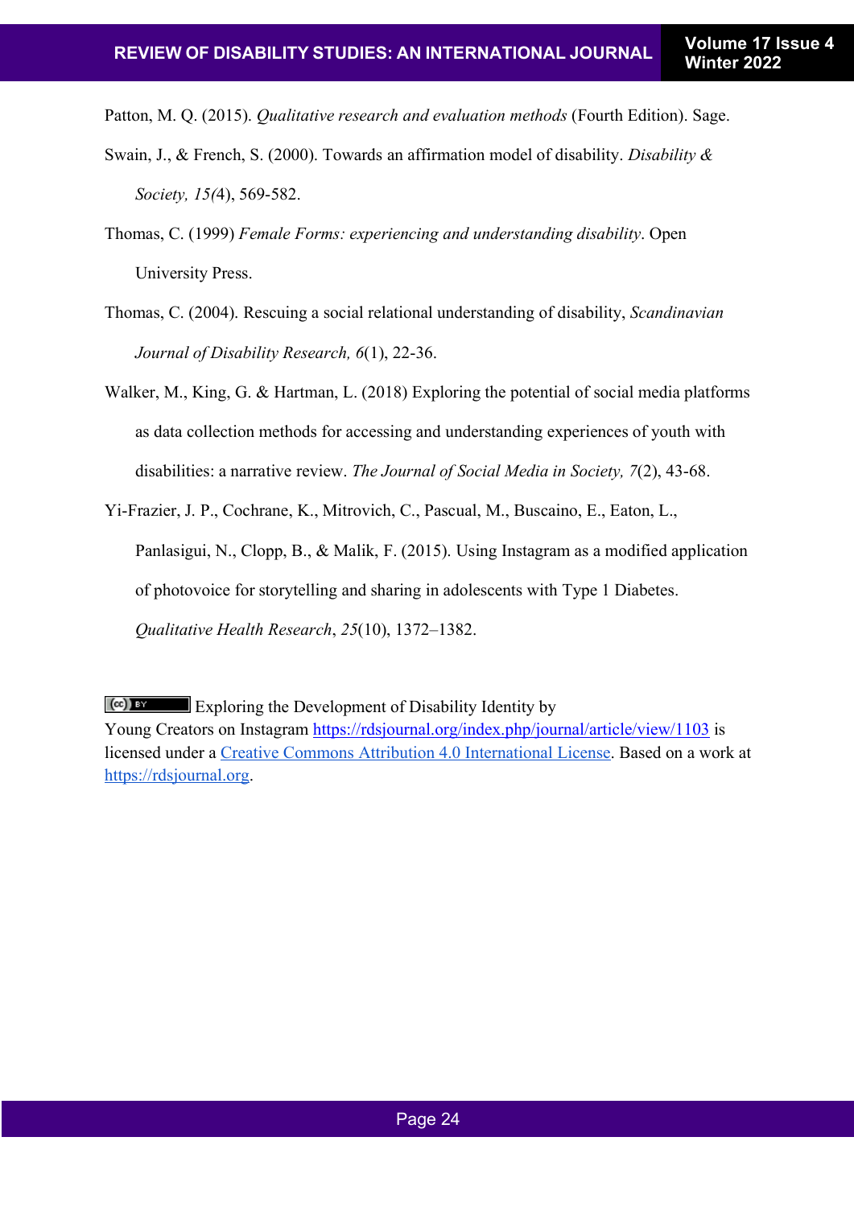Patton, M. Q. (2015). *Qualitative research and evaluation methods* (Fourth Edition). Sage.

Swain, J., & French, S. (2000). Towards an affirmation model of disability. *Disability & Society, 15(*4), 569-582.

Thomas, C. (1999) *Female Forms: experiencing and understanding disability*. Open University Press.

Thomas, C. (2004). Rescuing a social relational understanding of disability, *Scandinavian Journal of Disability Research, 6*(1), 22-36.

Walker, M., King, G. & Hartman, L. (2018) Exploring the potential of social media platforms as data collection methods for accessing and understanding experiences of youth with disabilities: a narrative review. *The Journal of Social Media in Society, 7*(2), 43-68.

Yi-Frazier, J. P., Cochrane, K., Mitrovich, C., Pascual, M., Buscaino, E., Eaton, L., Panlasigui, N., Clopp, B., & Malik, F. (2015). Using Instagram as a modified application of photovoice for storytelling and sharing in adolescents with Type 1 Diabetes. *Qualitative Health Research*, *25*(10), 1372–1382.

Exploring the Development of Disability Identity by Young Creators on Instagram https://rdsjournal.org/index.php/journal/article/view/1103 is licensed under a Creative Commons Attribution 4.0 International License. Based on a work at https://rdsjournal.org.